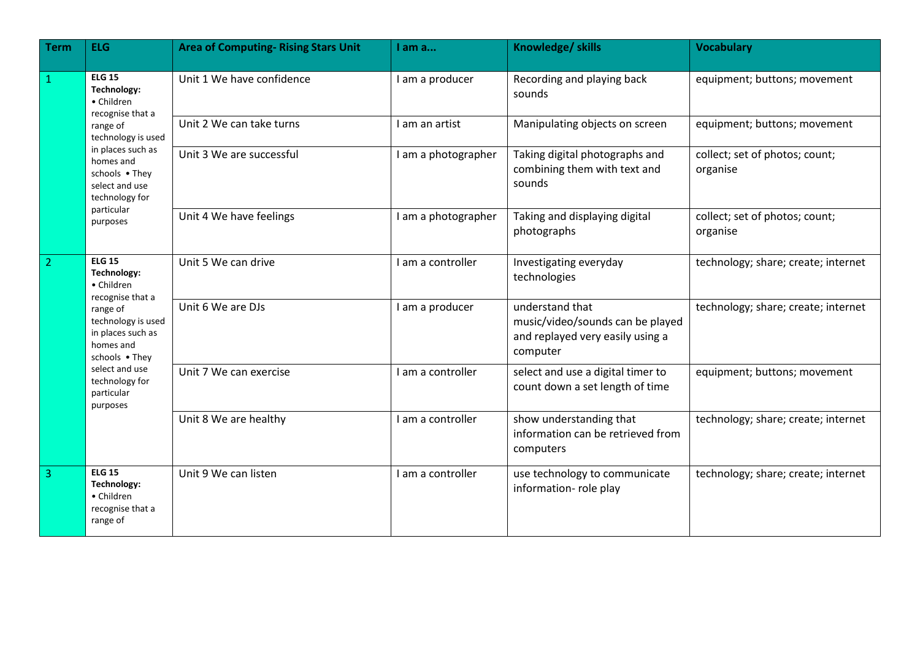| Term | ELG | Area of Computing- Rising Stars Unit | I am a... | Knowledge/ skills | Vocabulary |
|---|---|---|---|---|---|
| 1 | **ELG 15 Technology:** • Children recognise that a range of technology is used in places such as homes and schools • They select and use technology for particular purposes | Unit 1 We have confidence | I am a producer | Recording and playing back sounds | equipment; buttons; movement |
| | | Unit 2 We can take turns | I am an artist | Manipulating objects on screen | equipment; buttons; movement |
| | | Unit 3 We are successful | I am a photographer | Taking digital photographs and combining them with text and sounds | collect; set of photos; count; organise |
| | | Unit 4 We have feelings | I am a photographer | Taking and displaying digital photographs | collect; set of photos; count; organise |
| 2 | **ELG 15 Technology:** • Children recognise that a range of technology is used in places such as homes and schools • They select and use technology for particular purposes | Unit 5 We can drive | I am a controller | Investigating everyday technologies | technology; share; create; internet |
| | | Unit 6 We are DJs | I am a producer | understand that music/video/sounds can be played and replayed very easily using a computer | technology; share; create; internet |
| | | Unit 7 We can exercise | I am a controller | select and use a digital timer to count down a set length of time | equipment; buttons; movement |
| | | Unit 8 We are healthy | I am a controller | show understanding that information can be retrieved from computers | technology; share; create; internet |
| 3 | **ELG 15 Technology:** • Children recognise that a range of | Unit 9 We can listen | I am a controller | use technology to communicate information- role play | technology; share; create; internet |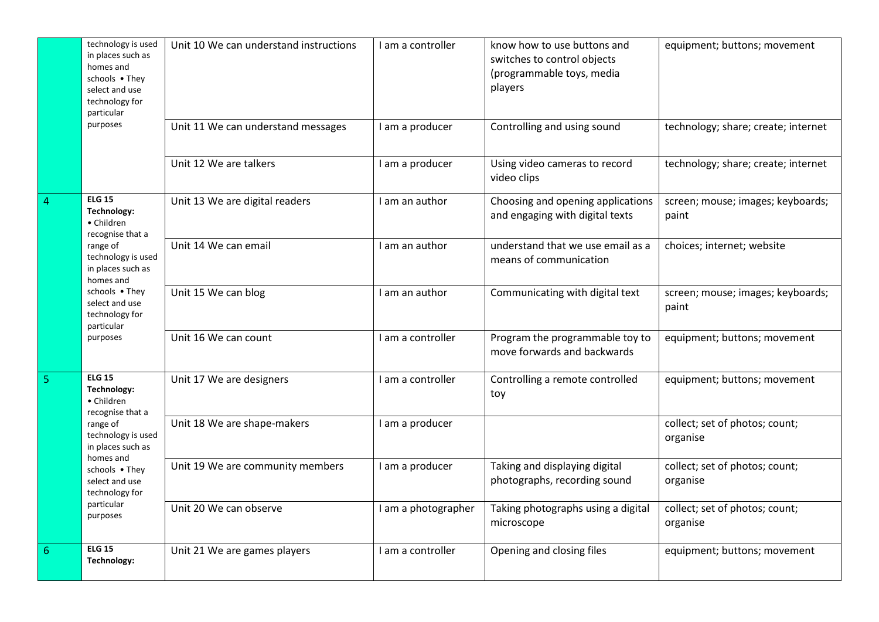| | | | | | |
|---|---|---|---|---|---|
| | technology is used in places such as homes and schools • They select and use technology for particular purposes | Unit 10 We can understand instructions | I am a controller | know how to use buttons and switches to control objects (programmable toys, media players | equipment; buttons; movement |
| | | Unit 11 We can understand messages | I am a producer | Controlling and using sound | technology; share; create; internet |
| | | Unit 12 We are talkers | I am a producer | Using video cameras to record video clips | technology; share; create; internet |
| 4 | **ELG 15 Technology:** • Children recognise that a range of technology is used in places such as homes and schools • They select and use technology for particular purposes | Unit 13 We are digital readers | I am an author | Choosing and opening applications and engaging with digital texts | screen; mouse; images; keyboards; paint |
| | | Unit 14 We can email | I am an author | understand that we use email as a means of communication | choices; internet; website |
| | | Unit 15 We can blog | I am an author | Communicating with digital text | screen; mouse; images; keyboards; paint |
| | | Unit 16 We can count | I am a controller | Program the programmable toy to move forwards and backwards | equipment; buttons; movement |
| 5 | **ELG 15 Technology:** • Children recognise that a range of technology is used in places such as homes and schools • They select and use technology for particular purposes | Unit 17 We are designers | I am a controller | Controlling a remote controlled toy | equipment; buttons; movement |
| | | Unit 18 We are shape-makers | I am a producer | | collect; set of photos; count; organise |
| | | Unit 19 We are community members | I am a producer | Taking and displaying digital photographs, recording sound | collect; set of photos; count; organise |
| | | Unit 20 We can observe | I am a photographer | Taking photographs using a digital microscope | collect; set of photos; count; organise |
| 6 | **ELG 15 Technology:** | Unit 21 We are games players | I am a controller | Opening and closing files | equipment; buttons; movement |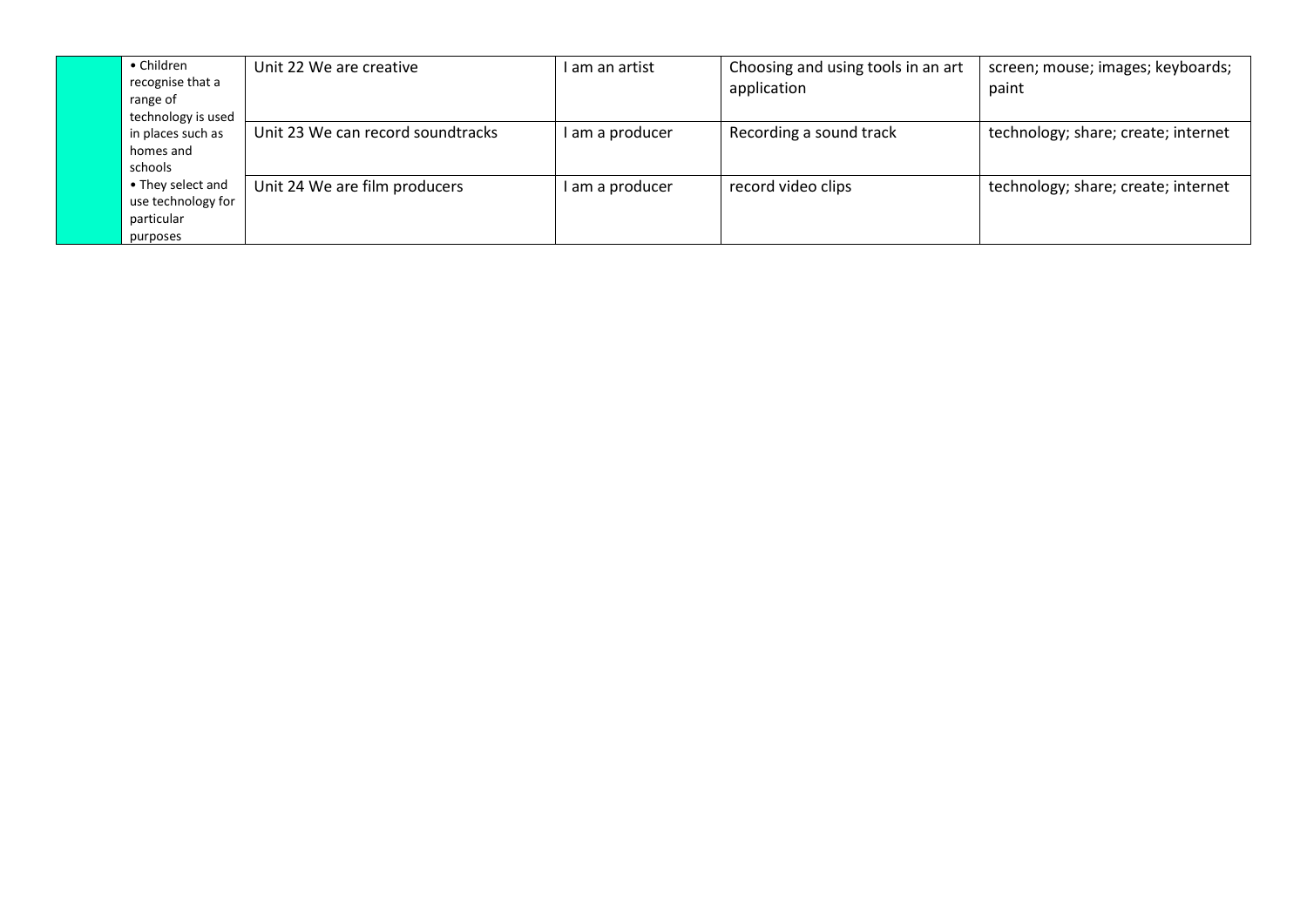| | | | | | |
|---|---|---|---|---|---|
| | • Children recognise that a range of technology is used in places such as homes and schools • They select and use technology for particular purposes | Unit 22 We are creative | I am an artist | Choosing and using tools in an art application | screen; mouse; images; keyboards; paint |
| | | Unit 23 We can record soundtracks | I am a producer | Recording a sound track | technology; share; create; internet |
| | | Unit 24 We are film producers | I am a producer | record video clips | technology; share; create; internet |